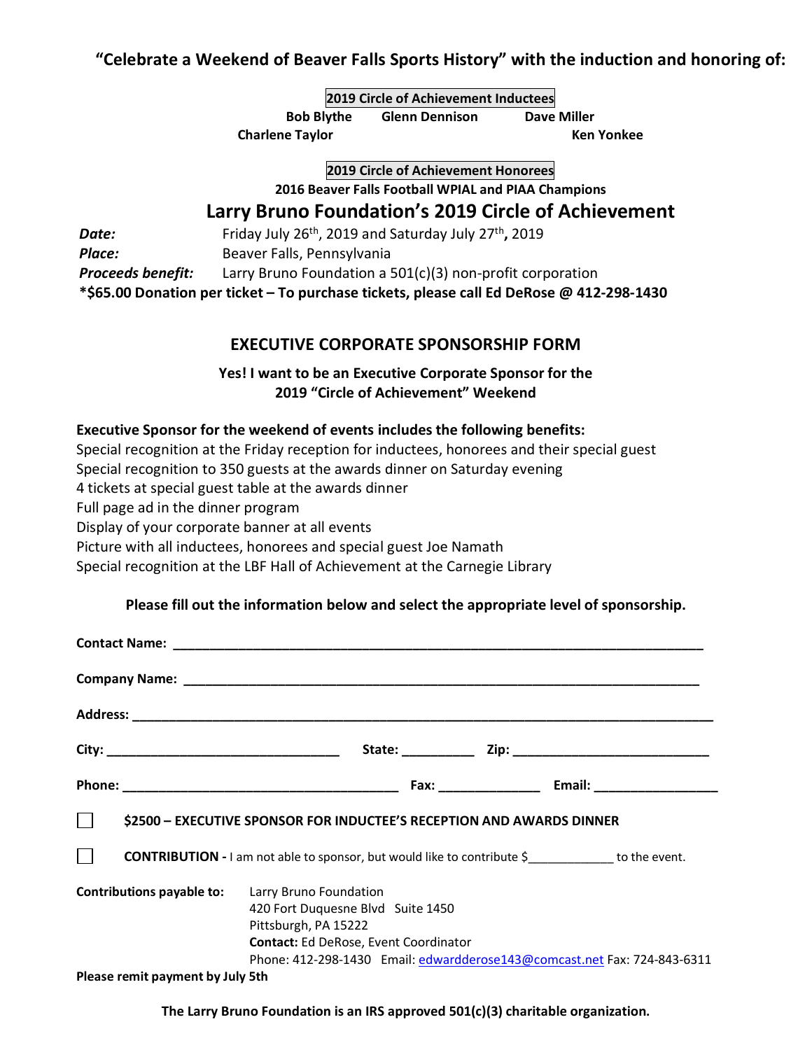**"Celebrate a Weekend of Beaver Falls Sports History" with the induction and honoring of:**

**2019 Circle of Achievement Inductees**

**Bob Blythe    Glenn Dennison    Dave Miller**

**Charlene Taylor    Ken Yonkee**

**2019 Circle of Achievement Honorees**

**2016 Beaver Falls Football WPIAL and PIAA Champions**

## Larry Bruno Foundation's 2019 Circle of Achievement

***Date:*** Friday July 26th, 2019 and Saturday July 27th**,** 2019

***Place:*** Beaver Falls, Pennsylvania

***Proceeds benefit:*** Larry Bruno Foundation a 501(c)(3) non-profit corporation

**\*$65.00 Donation per ticket – To purchase tickets, please call Ed DeRose @ 412-298-1430**

## EXECUTIVE CORPORATE SPONSORSHIP FORM

**Yes! I want to be an Executive Corporate Sponsor for the 2019 "Circle of Achievement" Weekend**

**Executive Sponsor for the weekend of events includes the following benefits:**

Special recognition at the Friday reception for inductees, honorees and their special guest
Special recognition to 350 guests at the awards dinner on Saturday evening
4 tickets at special guest table at the awards dinner
Full page ad in the dinner program
Display of your corporate banner at all events
Picture with all inductees, honorees and special guest Joe Namath
Special recognition at the LBF Hall of Achievement at the Carnegie Library

**Please fill out the information below and select the appropriate level of sponsorship.**

**Contact Name:** ____________________________________________

**Company Name:** ____________________________________________

**Address:** ____________________________________________

**City:** ____________________ **State:** __________ **Zip:** ____________________

**Phone:** ____________________ **Fax:** ______________ **Email:** ________________

☐ **$2500 – EXECUTIVE SPONSOR FOR INDUCTEE'S RECEPTION AND AWARDS DINNER**

☐ **CONTRIBUTION -** I am not able to sponsor, but would like to contribute $____________ to the event.

**Contributions payable to:**
Larry Bruno Foundation
420 Fort Duquesne Blvd Suite 1450
Pittsburgh, PA 15222
**Contact:** Ed DeRose, Event Coordinator
Phone: 412-298-1430 Email: edwardderose143@comcast.net Fax: 724-843-6311

**Please remit payment by July 5th**

**The Larry Bruno Foundation is an IRS approved 501(c)(3) charitable organization.**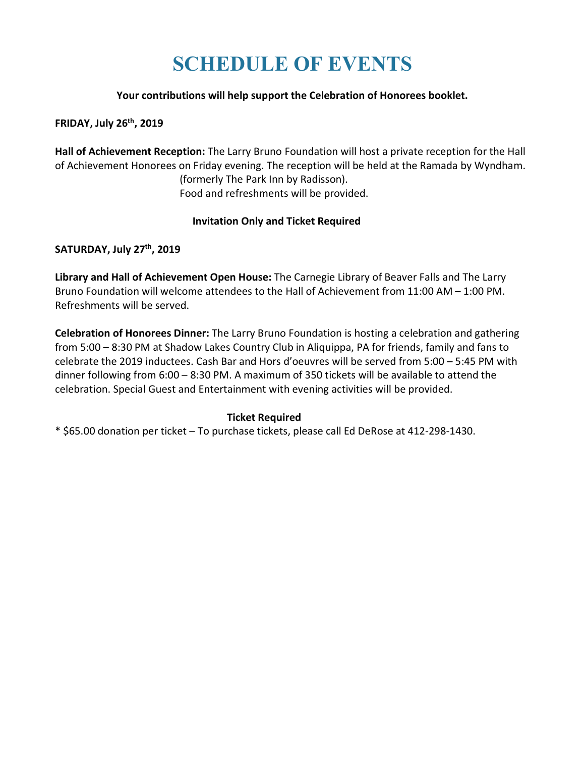# SCHEDULE OF EVENTS

**Your contributions will help support the Celebration of Honorees booklet.**

**FRIDAY, July 26th, 2019**

**Hall of Achievement Reception:** The Larry Bruno Foundation will host a private reception for the Hall of Achievement Honorees on Friday evening. The reception will be held at the Ramada by Wyndham. (formerly The Park Inn by Radisson). Food and refreshments will be provided.

**Invitation Only and Ticket Required**

**SATURDAY, July 27th, 2019**

**Library and Hall of Achievement Open House:** The Carnegie Library of Beaver Falls and The Larry Bruno Foundation will welcome attendees to the Hall of Achievement from 11:00 AM – 1:00 PM. Refreshments will be served.

**Celebration of Honorees Dinner:** The Larry Bruno Foundation is hosting a celebration and gathering from 5:00 – 8:30 PM at Shadow Lakes Country Club in Aliquippa, PA for friends, family and fans to celebrate the 2019 inductees. Cash Bar and Hors d'oeuvres will be served from 5:00 – 5:45 PM with dinner following from 6:00 – 8:30 PM. A maximum of 350 tickets will be available to attend the celebration. Special Guest and Entertainment with evening activities will be provided.

**Ticket Required**

* $65.00 donation per ticket – To purchase tickets, please call Ed DeRose at 412-298-1430.